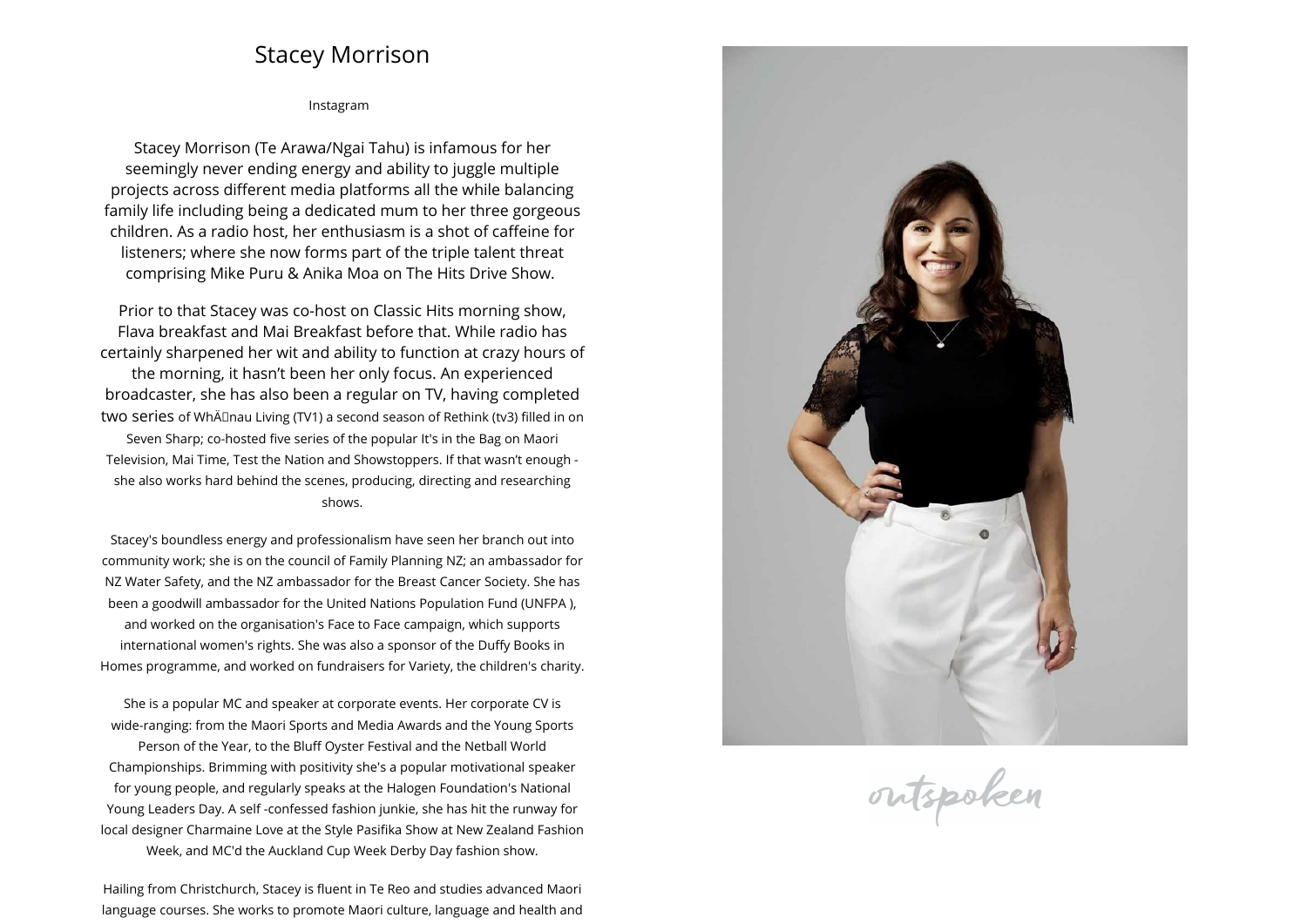# Stacey Morrison

Instagram

Stacey Morrison (Te Arawa/Ngai Tahu) is infamous for her seemingly never ending energy and ability to juggle multiple projects across different media platforms all the while balancing family life including being a dedicated mum to her three gorgeous children. As a radio host, her enthusiasm is a shot of caffeine for listeners; where she now forms part of the triple talent threat comprising Mike Puru & Anika Moa on The Hits Drive Show.

Prior to that Stacey was co-host on Classic Hits morning show, Flava breakfast and Mai Breakfast before that. While radio has certainly sharpened her wit and ability to function at crazy hours of the morning, it hasn’t been her only focus. An experienced broadcaster, she has also been a regular on TV, having completed two series of WhÄnau Living (TV1) a second season of Rethink (tv3) filled in on Seven Sharp; co-hosted five series of the popular It's in the Bag on Maori Television, Mai Time, Test the Nation and Showstoppers. If that wasn’t enough - she also works hard behind the scenes, producing, directing and researching shows.

Stacey's boundless energy and professionalism have seen her branch out into community work; she is on the council of Family Planning NZ; an ambassador for NZ Water Safety, and the NZ ambassador for the Breast Cancer Society. She has been a goodwill ambassador for the United Nations Population Fund (UNFPA ), and worked on the organisation's Face to Face campaign, which supports international women's rights. She was also a sponsor of the Duffy Books in Homes programme, and worked on fundraisers for Variety, the children's charity.

She is a popular MC and speaker at corporate events. Her corporate CV is wide-ranging: from the Maori Sports and Media Awards and the Young Sports Person of the Year, to the Bluff Oyster Festival and the Netball World Championships. Brimming with positivity she's a popular motivational speaker for young people, and regularly speaks at the Halogen Foundation's National Young Leaders Day. A self -confessed fashion junkie, she has hit the runway for local designer Charmaine Love at the Style Pasifika Show at New Zealand Fashion Week, and MC'd the Auckland Cup Week Derby Day fashion show.

Hailing from Christchurch, Stacey is fluent in Te Reo and studies advanced Maori language courses. She works to promote Maori culture, language and health and

outspoken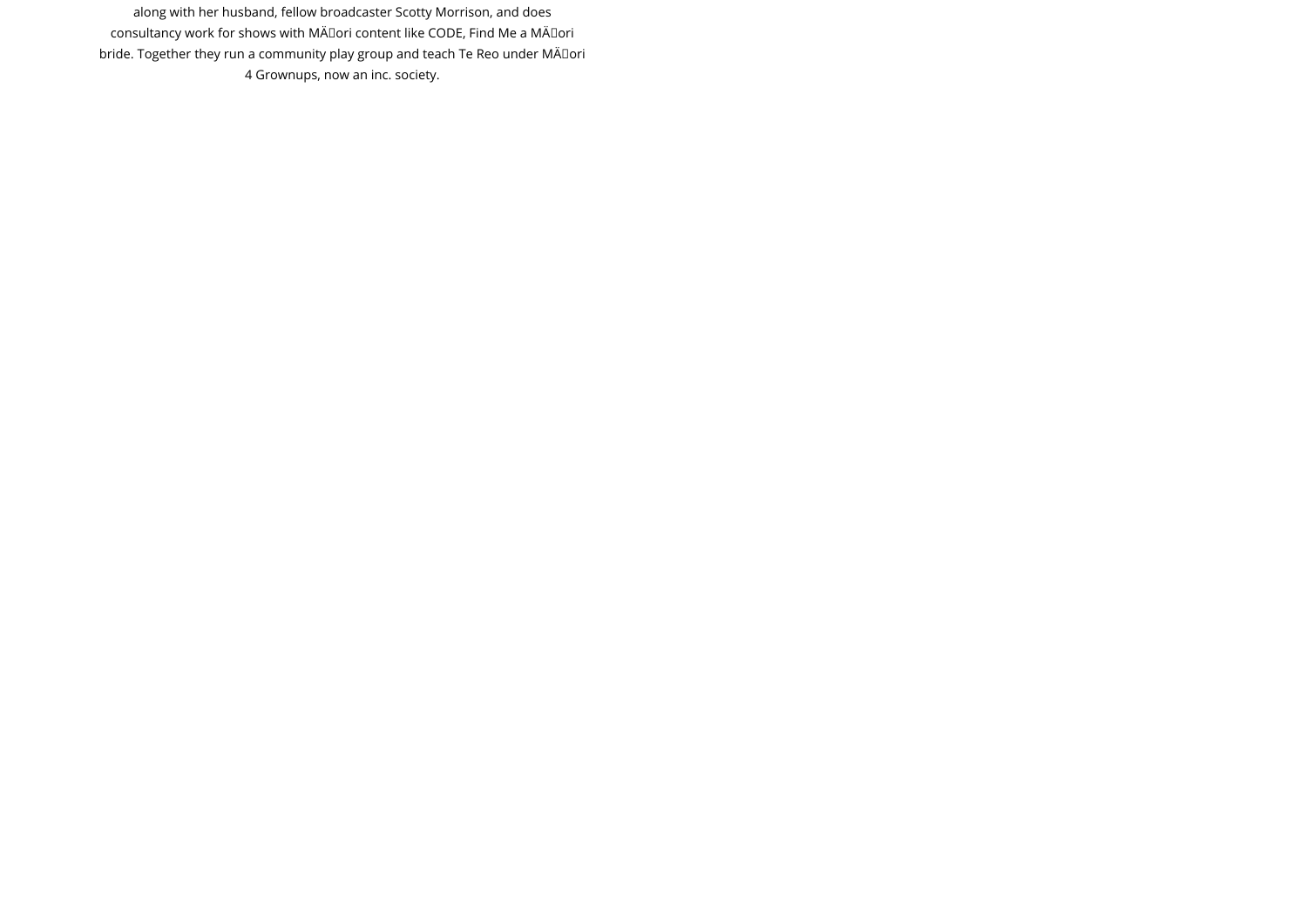along with her husband, fellow broadcaster Scotty Morrison, and does consultancy work for shows with Māori content like CODE, Find Me a Māori bride. Together they run a community play group and teach Te Reo under Māori 4 Grownups, now an inc. society.